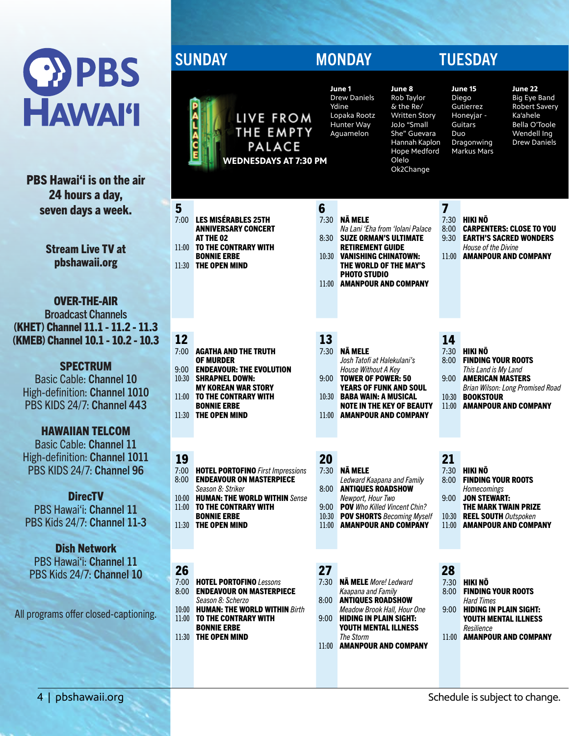# PBS HAWAIʻI

**PBS Hawaiʻi is on the air 24 hours a day, seven days a week.**

**Stream Live TV at pbshawaii.org**

**OVER-THE-AIR**
Broadcast Channels
**(KHET) Channel 11.1 - 11.2 - 11.3**
**(KMEB) Channel 10.1 - 10.2 - 10.3**

**SPECTRUM**
Basic Cable: **Channel 10**
High-definition: **Channel 1010**
PBS KIDS 24/7: **Channel 443**

**HAWAIIAN TELCOM**
Basic Cable: **Channel 11**
High-definition: **Channel 1011**
PBS KIDS 24/7: **Channel 96**

**DirecTV**
PBS Hawaiʻi: **Channel 11**
PBS Kids 24/7: **Channel 11-3**

**Dish Network**
PBS Hawaiʻi: **Channel 11**
PBS Kids 24/7: **Channel 10**

All programs offer closed-captioning.

## LIVE FROM THE EMPTY PALACE

**WEDNESDAYS AT 7:30 PM**

| June 1 | June 8 | June 15 | June 22 |
|---|---|---|---|
| Drew Daniels<br>Ydine<br>Lopaka Rootz<br>Hunter Way<br>Aguamelon | Rob Taylor & the Re/Written Story<br>JoJo "Small She" Guevara<br>Hannah Kaplon<br>Hope Medford<br>Olelo<br>Ok2Change | Diego Gutierrez<br>Honeyjar - Guitars Duo<br>Dragonwing<br>Markus Mars | Big Eye Band<br>Robert Savery<br>Kaʻahele<br>Bella O'Toole<br>Wendell Ing<br>Drew Daniels |

| SUNDAY | MONDAY | TUESDAY |
|---|---|---|
| **5**<br>7:00 **LES MISÉRABLES 25TH ANNIVERSARY CONCERT AT THE O2**<br>11:00 **TO THE CONTRARY WITH BONNIE ERBE**<br>11:30 **THE OPEN MIND** | **6**<br>7:30 **NĀ MELE** *Na Lani ʻEha from ʻIolani Palace*<br>8:30 **SUZE ORMAN'S ULTIMATE RETIREMENT GUIDE**<br>10:30 **VANISHING CHINATOWN: THE WORLD OF THE MAY'S PHOTO STUDIO**<br>11:00 **AMANPOUR AND COMPANY** | **7**<br>7:30 **HIKI NŌ**<br>8:00 **CARPENTERS: CLOSE TO YOU**<br>9:30 **EARTH'S SACRED WONDERS** *House of the Divine*<br>11:00 **AMANPOUR AND COMPANY** |
| **12**<br>7:00 **AGATHA AND THE TRUTH OF MURDER**<br>9:00 **ENDEAVOUR: THE EVOLUTION**<br>10:30 **SHRAPNEL DOWN: MY KOREAN WAR STORY**<br>11:00 **TO THE CONTRARY WITH BONNIE ERBE**<br>11:30 **THE OPEN MIND** | **13**<br>7:30 **NĀ MELE** *Josh Tatofi at Halekulani's House Without A Key*<br>9:00 **TOWER OF POWER: 50 YEARS OF FUNK AND SOUL**<br>10:30 **BABA WAIN: A MUSICAL NOTE IN THE KEY OF BEAUTY**<br>11:00 **AMANPOUR AND COMPANY** | **14**<br>7:30 **HIKI NŌ**<br>8:00 **FINDING YOUR ROOTS** *This Land is My Land*<br>9:00 **AMERICAN MASTERS** *Brian Wilson: Long Promised Road*<br>10:30 **BOOKSTOUR**<br>11:00 **AMANPOUR AND COMPANY** |
| **19**<br>7:00 **HOTEL PORTOFINO** *First Impressions*<br>8:00 **ENDEAVOUR ON MASTERPIECE** *Season 8: Striker*<br>10:00 **HUMAN: THE WORLD WITHIN** *Sense*<br>11:00 **TO THE CONTRARY WITH BONNIE ERBE**<br>11:30 **THE OPEN MIND** | **20**<br>7:30 **NĀ MELE** *Ledward Kaapana and Family*<br>8:00 **ANTIQUES ROADSHOW** *Newport, Hour Two*<br>9:00 **POV** *Who Killed Vincent Chin?*<br>10:30 **POV SHORTS** *Becoming Myself*<br>11:00 **AMANPOUR AND COMPANY** | **21**<br>7:30 **HIKI NŌ**<br>8:00 **FINDING YOUR ROOTS** *Homecomings*<br>9:00 **JON STEWART: THE MARK TWAIN PRIZE**<br>10:30 **REEL SOUTH** *Outspoken*<br>11:00 **AMANPOUR AND COMPANY** |
| **26**<br>7:00 **HOTEL PORTOFINO** *Lessons*<br>8:00 **ENDEAVOUR ON MASTERPIECE** *Season 8: Scherzo*<br>10:00 **HUMAN: THE WORLD WITHIN** *Birth*<br>11:00 **TO THE CONTRARY WITH BONNIE ERBE**<br>11:30 **THE OPEN MIND** | **27**<br>7:30 **NĀ MELE** *More! Ledward Kaapana and Family*<br>8:00 **ANTIQUES ROADSHOW** *Meadow Brook Hall, Hour One*<br>9:00 **HIDING IN PLAIN SIGHT: YOUTH MENTAL ILLNESS** *The Storm*<br>11:00 **AMANPOUR AND COMPANY** | **28**<br>7:30 **HIKI NŌ**<br>8:00 **FINDING YOUR ROOTS** *Hard Times*<br>9:00 **HIDING IN PLAIN SIGHT: YOUTH MENTAL ILLNESS** *Resilience*<br>11:00 **AMANPOUR AND COMPANY** |

Schedule is subject to change.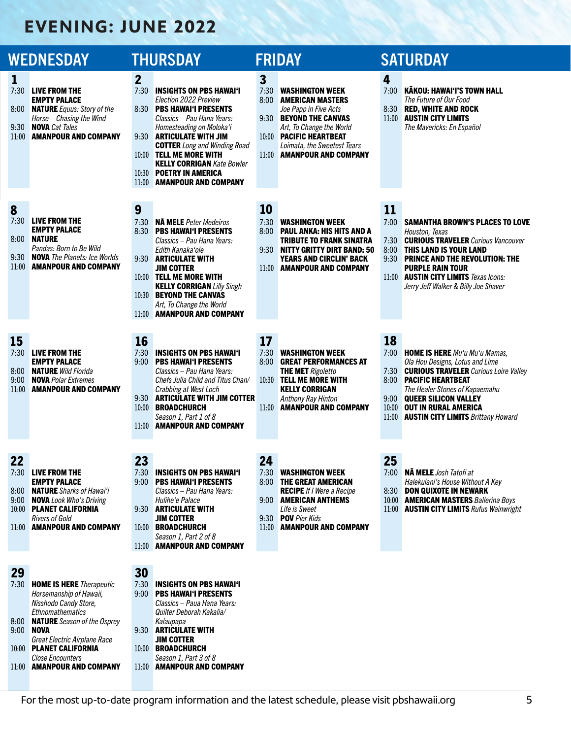# EVENING: JUNE 2022

| WEDNESDAY | THURSDAY | FRIDAY | SATURDAY |
|---|---|---|---|
| **1**<br>7:30 **LIVE FROM THE EMPTY PALACE**<br>8:00 **NATURE** *Equus: Story of the Horse – Chasing the Wind*<br>9:30 **NOVA** *Cat Tales*<br>11:00 **AMANPOUR AND COMPANY** | **2**<br>7:30 **INSIGHTS ON PBS HAWAIʻI** *Election 2022 Preview*<br>8:30 **PBS HAWAIʻI PRESENTS** *Classics – Pau Hana Years: Homesteading on Molokaʻi*<br>9:30 **ARTICULATE WITH JIM COTTER** *Long and Winding Road*<br>10:00 **TELL ME MORE WITH KELLY CORRIGAN** *Kate Bowler*<br>10:30 **POETRY IN AMERICA**<br>11:00 **AMANPOUR AND COMPANY** | **3**<br>7:30 **WASHINGTON WEEK**<br>8:00 **AMERICAN MASTERS** *Joe Papp in Five Acts*<br>9:30 **BEYOND THE CANVAS** *Art, To Change the World*<br>10:00 **PACIFIC HEARTBEAT** *Loimata, the Sweetest Tears*<br>11:00 **AMANPOUR AND COMPANY** | **4**<br>7:00 **KĀKOU: HAWAIʻI'S TOWN HALL** *The Future of Our Food*<br>8:30 **RED, WHITE AND ROCK**<br>11:00 **AUSTIN CITY LIMITS** *The Mavericks: En Español* |
| **8**<br>7:30 **LIVE FROM THE EMPTY PALACE**<br>8:00 **NATURE** *Pandas: Born to Be Wild*<br>9:30 **NOVA** *The Planets: Ice Worlds*<br>11:00 **AMANPOUR AND COMPANY** | **9**<br>7:30 **NĀ MELE** *Peter Medeiros*<br>8:30 **PBS HAWAIʻI PRESENTS** *Classics – Pau Hana Years: Edith Kanakaʻole*<br>9:30 **ARTICULATE WITH JIM COTTER**<br>10:00 **TELL ME MORE WITH KELLY CORRIGAN** *Lilly Singh*<br>10:30 **BEYOND THE CANVAS** *Art, To Change the World*<br>11:00 **AMANPOUR AND COMPANY** | **10**<br>7:30 **WASHINGTON WEEK**<br>8:00 **PAUL ANKA: HIS HITS AND A TRIBUTE TO FRANK SINATRA**<br>9:30 **NITTY GRITTY DIRT BAND: 50 YEARS AND CIRCLIN' BACK**<br>11:00 **AMANPOUR AND COMPANY** | **11**<br>7:00 **SAMANTHA BROWN'S PLACES TO LOVE** *Houston, Texas*<br>7:30 **CURIOUS TRAVELER** *Curious Vancouver*<br>8:00 **THIS LAND IS YOUR LAND**<br>9:30 **PRINCE AND THE REVOLUTION: THE PURPLE RAIN TOUR**<br>11:00 **AUSTIN CITY LIMITS** *Texas Icons: Jerry Jeff Walker & Billy Joe Shaver* |
| **15**<br>7:30 **LIVE FROM THE EMPTY PALACE**<br>8:00 **NATURE** *Wild Florida*<br>9:00 **NOVA** *Polar Extremes*<br>11:00 **AMANPOUR AND COMPANY** | **16**<br>7:30 **INSIGHTS ON PBS HAWAIʻI**<br>9:00 **PBS HAWAIʻI PRESENTS** *Classics – Pau Hana Years: Chefs Julia Child and Titus Chan/ Crabbing at West Loch*<br>9:30 **ARTICULATE WITH JIM COTTER**<br>10:00 **BROADCHURCH** *Season 1, Part 1 of 8*<br>11:00 **AMANPOUR AND COMPANY** | **17**<br>7:30 **WASHINGTON WEEK**<br>8:00 **GREAT PERFORMANCES AT THE MET** *Rigoletto*<br>10:30 **TELL ME MORE WITH KELLY CORRIGAN** *Anthony Ray Hinton*<br>11:00 **AMANPOUR AND COMPANY** | **18**<br>7:00 **HOME IS HERE** *Muʻu Muʻu Mamas, Ola Hou Designs, Lotus and Lime*<br>7:30 **CURIOUS TRAVELER** *Curious Loire Valley*<br>8:00 **PACIFIC HEARTBEAT** *The Healer Stones of Kapaemahu*<br>9:00 **QUEER SILICON VALLEY**<br>10:00 **OUT IN RURAL AMERICA**<br>11:00 **AUSTIN CITY LIMITS** *Brittany Howard* |
| **22**<br>7:30 **LIVE FROM THE EMPTY PALACE**<br>8:00 **NATURE** *Sharks of Hawaiʻi*<br>9:00 **NOVA** *Look Who's Driving*<br>10:00 **PLANET CALIFORNIA** *Rivers of Gold*<br>11:00 **AMANPOUR AND COMPANY** | **23**<br>7:30 **INSIGHTS ON PBS HAWAIʻI**<br>9:00 **PBS HAWAIʻI PRESENTS** *Classics – Pau Hana Years: Huliheʻe Palace*<br>9:30 **ARTICULATE WITH JIM COTTER**<br>10:00 **BROADCHURCH** *Season 1, Part 2 of 8*<br>11:00 **AMANPOUR AND COMPANY** | **24**<br>7:30 **WASHINGTON WEEK**<br>8:00 **THE GREAT AMERICAN RECIPE** *If I Were a Recipe*<br>9:00 **AMERICAN ANTHEMS** *Life is Sweet*<br>9:30 **POV** *Pier Kids*<br>11:00 **AMANPOUR AND COMPANY** | **25**<br>7:00 **NĀ MELE** *Josh Tatofi at Halekulani's House Without A Key*<br>8:30 **DON QUIXOTE IN NEWARK**<br>10:00 **AMERICAN MASTERS** *Ballerina Boys*<br>11:00 **AUSTIN CITY LIMITS** *Rufus Wainwright* |
| **29**<br>7:30 **HOME IS HERE** *Therapeutic Horsemanship of Hawaii, Nisshodo Candy Store, Ethnomathematics*<br>8:00 **NATURE** *Season of the Osprey*<br>9:00 **NOVA** *Great Electric Airplane Race*<br>10:00 **PLANET CALIFORNIA** *Close Encounters*<br>11:00 **AMANPOUR AND COMPANY** | **30**<br>7:30 **INSIGHTS ON PBS HAWAIʻI**<br>9:00 **PBS HAWAIʻI PRESENTS** *Classics – Paua Hana Years: Quilter Deborah Kakalia/ Kalaupapa*<br>9:30 **ARTICULATE WITH JIM COTTER**<br>10:00 **BROADCHURCH** *Season 1, Part 3 of 8*<br>11:00 **AMANPOUR AND COMPANY** | | |

For the most up-to-date program information and the latest schedule, please visit pbshawaii.org